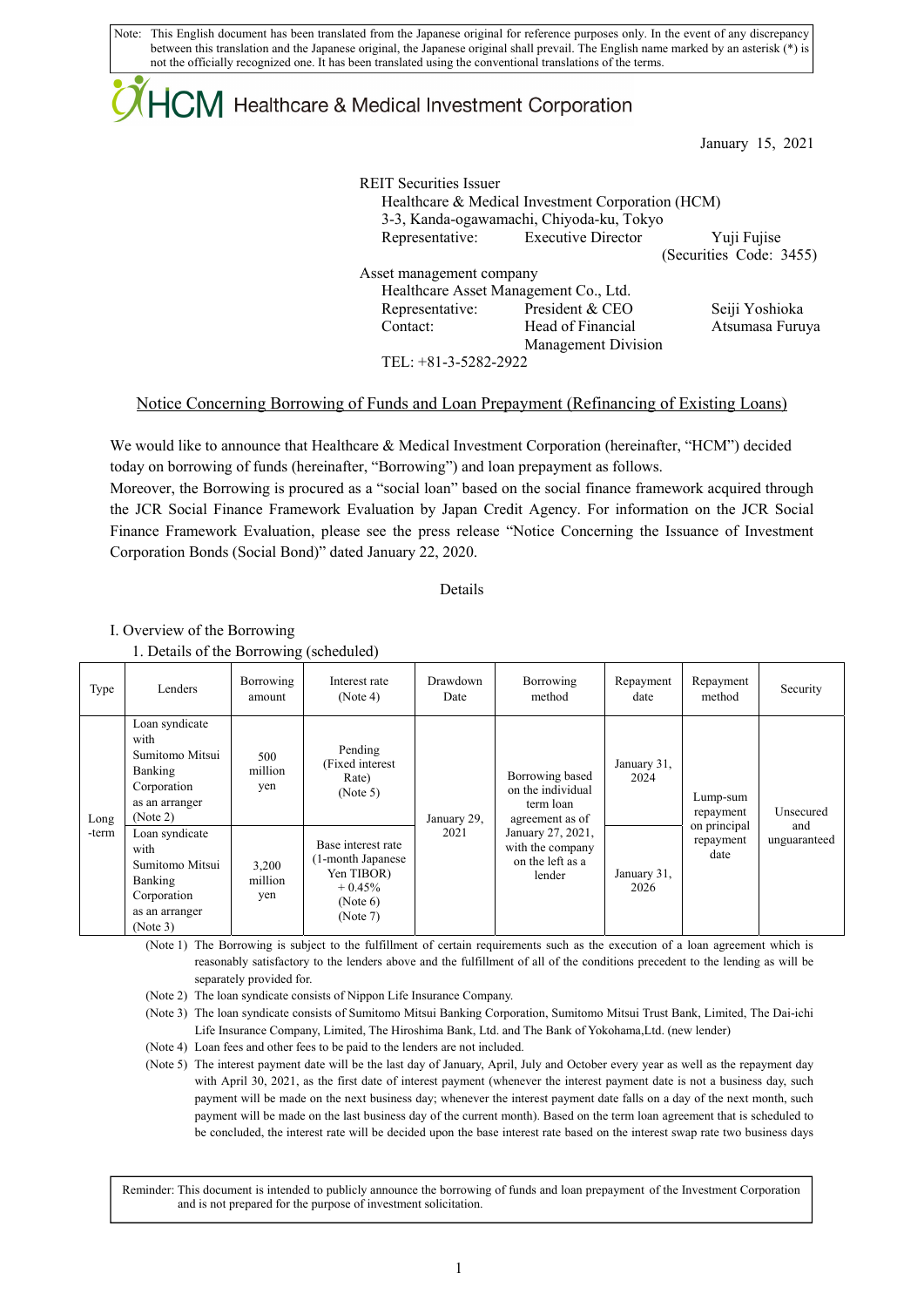Note: This English document has been translated from the Japanese original for reference purposes only. In the event of any discrepancy between this translation and the Japanese original, the Japanese original shall prevail. The English name marked by an asterisk (*) is not the officially recognized one. It has been translated using the conventional translations of the terms.

HCM Healthcare & Medical Investment Corporation

January 15, 2021

REIT Securities Issuer
Healthcare & Medical Investment Corporation (HCM)
3-3, Kanda-ogawamachi, Chiyoda-ku, Tokyo
Representative: Executive Director Yuji Fujise
(Securities Code: 3455)

Asset management company
Healthcare Asset Management Co., Ltd.
Representative: President & CEO Seiji Yoshioka
Contact: Head of Financial Management Division Atsumasa Furuya
TEL: +81-3-5282-2922

## Notice Concerning Borrowing of Funds and Loan Prepayment (Refinancing of Existing Loans)

We would like to announce that Healthcare & Medical Investment Corporation (hereinafter, "HCM") decided today on borrowing of funds (hereinafter, "Borrowing") and loan prepayment as follows.
Moreover, the Borrowing is procured as a "social loan" based on the social finance framework acquired through the JCR Social Finance Framework Evaluation by Japan Credit Agency. For information on the JCR Social Finance Framework Evaluation, please see the press release "Notice Concerning the Issuance of Investment Corporation Bonds (Social Bond)" dated January 22, 2020.

Details

### I. Overview of the Borrowing

1. Details of the Borrowing (scheduled)

| Type | Lenders | Borrowing amount | Interest rate (Note 4) | Drawdown Date | Borrowing method | Repayment date | Repayment method | Security |
|---|---|---|---|---|---|---|---|---|
| Long-term | Loan syndicate with Sumitomo Mitsui Banking Corporation as an arranger (Note 2) | 500 million yen | Pending (Fixed interest Rate) (Note 5) | January 29, 2021 | Borrowing based on the individual term loan agreement as of January 27, 2021, with the company on the left as a lender | January 31, 2024 | Lump-sum repayment on principal repayment date | Unsecured and unguaranteed |
| | Loan syndicate with Sumitomo Mitsui Banking Corporation as an arranger (Note 3) | 3,200 million yen | Base interest rate (1-month Japanese Yen TIBOR) + 0.45% (Note 6) (Note 7) | | | January 31, 2026 | | |

(Note 1) The Borrowing is subject to the fulfillment of certain requirements such as the execution of a loan agreement which is reasonably satisfactory to the lenders above and the fulfillment of all of the conditions precedent to the lending as will be separately provided for.

(Note 2) The loan syndicate consists of Nippon Life Insurance Company.

(Note 3) The loan syndicate consists of Sumitomo Mitsui Banking Corporation, Sumitomo Mitsui Trust Bank, Limited, The Dai-ichi Life Insurance Company, Limited, The Hiroshima Bank, Ltd. and The Bank of Yokohama,Ltd. (new lender)

(Note 4) Loan fees and other fees to be paid to the lenders are not included.

(Note 5) The interest payment date will be the last day of January, April, July and October every year as well as the repayment day with April 30, 2021, as the first date of interest payment (whenever the interest payment date is not a business day, such payment will be made on the next business day; whenever the interest payment date falls on a day of the next month, such payment will be made on the last business day of the current month). Based on the term loan agreement that is scheduled to be concluded, the interest rate will be decided upon the base interest rate based on the interest swap rate two business days

Reminder: This document is intended to publicly announce the borrowing of funds and loan prepayment of the Investment Corporation and is not prepared for the purpose of investment solicitation.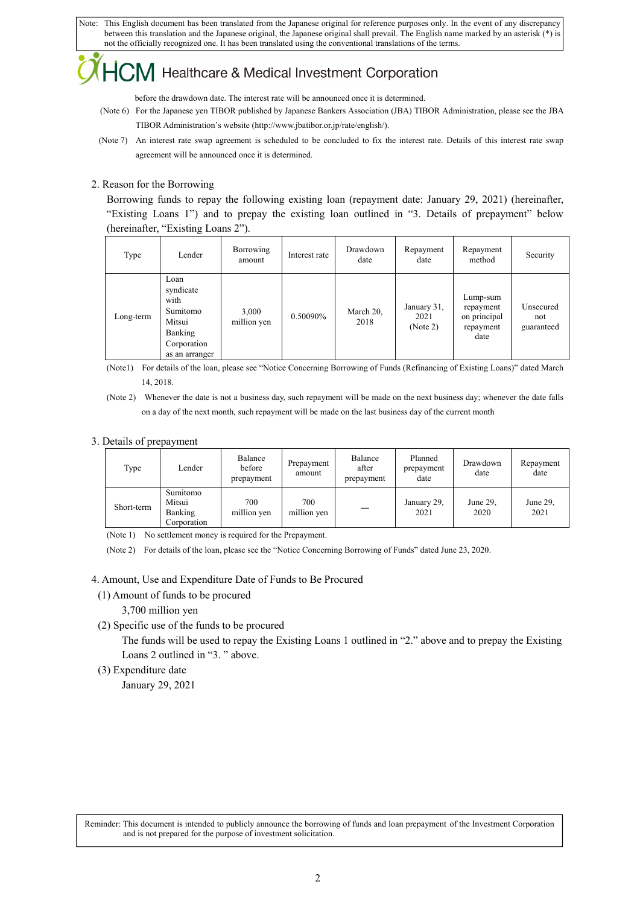before the drawdown date. The interest rate will be announced once it is determined.

(Note 6) For the Japanese yen TIBOR published by Japanese Bankers Association (JBA) TIBOR Administration, please see the JBA TIBOR Administration's website (http://www.jbatibor.or.jp/rate/english/).

(Note 7) An interest rate swap agreement is scheduled to be concluded to fix the interest rate. Details of this interest rate swap agreement will be announced once it is determined.

2. Reason for the Borrowing

Borrowing funds to repay the following existing loan (repayment date: January 29, 2021) (hereinafter, "Existing Loans 1") and to prepay the existing loan outlined in "3. Details of prepayment" below (hereinafter, "Existing Loans 2").

| Type | Lender | Borrowing amount | Interest rate | Drawdown date | Repayment date | Repayment method | Security |
|---|---|---|---|---|---|---|---|
| Long-term | Loan syndicate with Sumitomo Mitsui Banking Corporation as an arranger | 3,000 million yen | 0.50090% | March 20, 2018 | January 31, 2021 (Note 2) | Lump-sum repayment on principal repayment date | Unsecured not guaranteed |

(Note1) For details of the loan, please see "Notice Concerning Borrowing of Funds (Refinancing of Existing Loans)" dated March 14, 2018.

(Note 2) Whenever the date is not a business day, such repayment will be made on the next business day; whenever the date falls on a day of the next month, such repayment will be made on the last business day of the current month

3. Details of prepayment

| Type | Lender | Balance before prepayment | Prepayment amount | Balance after prepayment | Planned prepayment date | Drawdown date | Repayment date |
|---|---|---|---|---|---|---|---|
| Short-term | Sumitomo Mitsui Banking Corporation | 700 million yen | 700 million yen | — | January 29, 2021 | June 29, 2020 | June 29, 2021 |

(Note 1) No settlement money is required for the Prepayment.

(Note 2) For details of the loan, please see the "Notice Concerning Borrowing of Funds" dated June 23, 2020.

4. Amount, Use and Expenditure Date of Funds to Be Procured

(1) Amount of funds to be procured

3,700 million yen

(2) Specific use of the funds to be procured

The funds will be used to repay the Existing Loans 1 outlined in "2." above and to prepay the Existing Loans 2 outlined in "3. " above.

(3) Expenditure date

January 29, 2021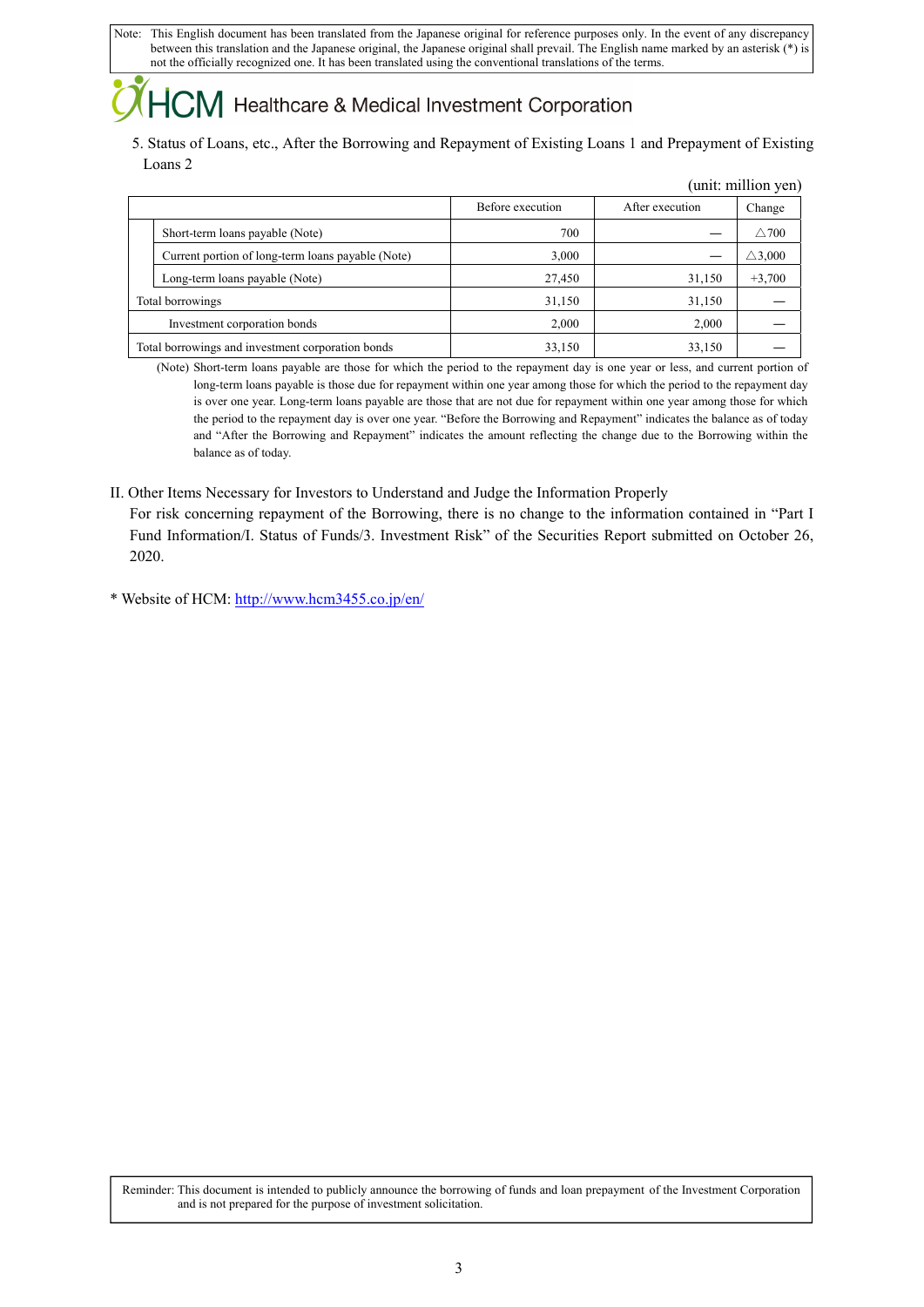Note: This English document has been translated from the Japanese original for reference purposes only. In the event of any discrepancy between this translation and the Japanese original, the Japanese original shall prevail. The English name marked by an asterisk (*) is not the officially recognized one. It has been translated using the conventional translations of the terms.

Healthcare & Medical Investment Corporation

5. Status of Loans, etc., After the Borrowing and Repayment of Existing Loans 1 and Prepayment of Existing Loans 2

(unit: million yen)

| | | Before execution | After execution | Change |
|---|---|---|---|---|
| | Short-term loans payable (Note) | 700 | — | △700 |
| | Current portion of long-term loans payable (Note) | 3,000 | — | △3,000 |
| | Long-term loans payable (Note) | 27,450 | 31,150 | +3,700 |
| Total borrowings | | 31,150 | 31,150 | — |
| | Investment corporation bonds | 2,000 | 2,000 | — |
| Total borrowings and investment corporation bonds | | 33,150 | 33,150 | — |

(Note) Short-term loans payable are those for which the period to the repayment day is one year or less, and current portion of long-term loans payable is those due for repayment within one year among those for which the period to the repayment day is over one year. Long-term loans payable are those that are not due for repayment within one year among those for which the period to the repayment day is over one year. "Before the Borrowing and Repayment" indicates the balance as of today and "After the Borrowing and Repayment" indicates the amount reflecting the change due to the Borrowing within the balance as of today.

II. Other Items Necessary for Investors to Understand and Judge the Information Properly

For risk concerning repayment of the Borrowing, there is no change to the information contained in "Part I Fund Information/I. Status of Funds/3. Investment Risk" of the Securities Report submitted on October 26, 2020.

* Website of HCM: http://www.hcm3455.co.jp/en/

Reminder: This document is intended to publicly announce the borrowing of funds and loan prepayment of the Investment Corporation and is not prepared for the purpose of investment solicitation.